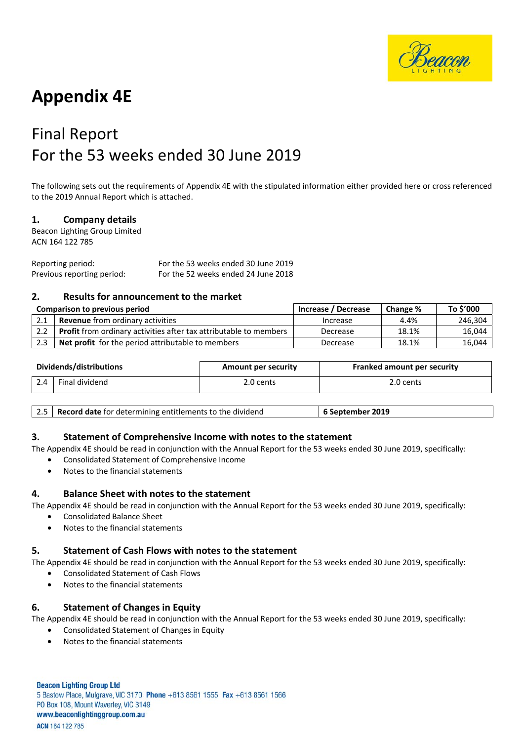# Appendix 4E

## Final Report
## For the 53 weeks ended 30 June 2019

The following sets out the requirements of Appendix 4E with the stipulated information either provided here or cross referenced to the 2019 Annual Report which is attached.

### 1. Company details

Beacon Lighting Group Limited
ACN 164 122 785

| | |
|---|---|
| Reporting period: | For the 53 weeks ended 30 June 2019 |
| Previous reporting period: | For the 52 weeks ended 24 June 2018 |

### 2. Results for announcement to the market

| Comparison to previous period | | Increase / Decrease | Change % | To $'000 |
|---|---|---|---|---|
| 2.1 | **Revenue** from ordinary activities | Increase | 4.4% | 246,304 |
| 2.2 | **Profit** from ordinary activities after tax attributable to members | Decrease | 18.1% | 16,044 |
| 2.3 | **Net profit** for the period attributable to members | Decrease | 18.1% | 16,044 |

| Dividends/distributions | | Amount per security | Franked amount per security |
|---|---|---|---|
| 2.4 | Final dividend | 2.0 cents | 2.0 cents |

| | | |
|---|---|---|
| 2.5 | **Record date** for determining entitlements to the dividend | **6 September 2019** |

### 3. Statement of Comprehensive Income with notes to the statement

The Appendix 4E should be read in conjunction with the Annual Report for the 53 weeks ended 30 June 2019, specifically:

- Consolidated Statement of Comprehensive Income
- Notes to the financial statements

### 4. Balance Sheet with notes to the statement

The Appendix 4E should be read in conjunction with the Annual Report for the 53 weeks ended 30 June 2019, specifically:

- Consolidated Balance Sheet
- Notes to the financial statements

### 5. Statement of Cash Flows with notes to the statement

The Appendix 4E should be read in conjunction with the Annual Report for the 53 weeks ended 30 June 2019, specifically:

- Consolidated Statement of Cash Flows
- Notes to the financial statements

### 6. Statement of Changes in Equity

The Appendix 4E should be read in conjunction with the Annual Report for the 53 weeks ended 30 June 2019, specifically:

- Consolidated Statement of Changes in Equity
- Notes to the financial statements

**Beacon Lighting Group Ltd**
5 Bastow Place, Mulgrave, VIC 3170 **Phone** +613 8561 1555 **Fax** +613 8561 1566
PO Box 108, Mount Waverley, VIC 3149
**www.beaconlightinggroup.com.au**
**ACN** 164 122 785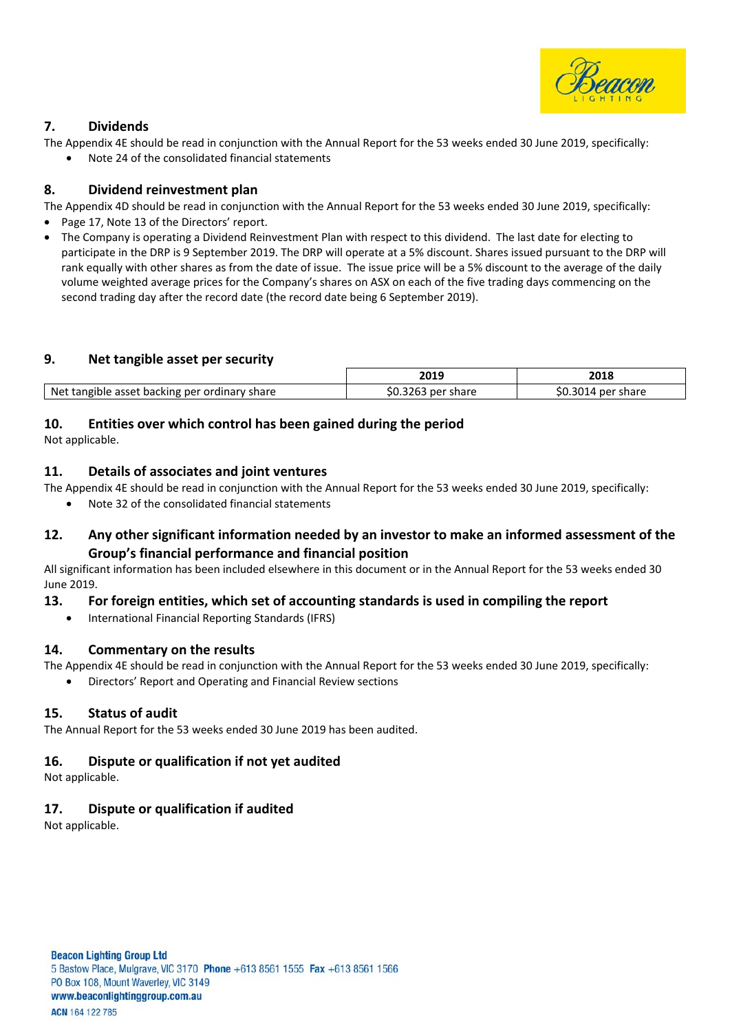## 7. Dividends

The Appendix 4E should be read in conjunction with the Annual Report for the 53 weeks ended 30 June 2019, specifically:

- Note 24 of the consolidated financial statements

## 8. Dividend reinvestment plan

The Appendix 4D should be read in conjunction with the Annual Report for the 53 weeks ended 30 June 2019, specifically:

- Page 17, Note 13 of the Directors' report.
- The Company is operating a Dividend Reinvestment Plan with respect to this dividend. The last date for electing to participate in the DRP is 9 September 2019. The DRP will operate at a 5% discount. Shares issued pursuant to the DRP will rank equally with other shares as from the date of issue. The issue price will be a 5% discount to the average of the daily volume weighted average prices for the Company's shares on ASX on each of the five trading days commencing on the second trading day after the record date (the record date being 6 September 2019).

## 9. Net tangible asset per security

| | 2019 | 2018 |
|---|---|---|
| Net tangible asset backing per ordinary share | $0.3263 per share | $0.3014 per share |

## 10. Entities over which control has been gained during the period

Not applicable.

## 11. Details of associates and joint ventures

The Appendix 4E should be read in conjunction with the Annual Report for the 53 weeks ended 30 June 2019, specifically:

- Note 32 of the consolidated financial statements

## 12. Any other significant information needed by an investor to make an informed assessment of the Group's financial performance and financial position

All significant information has been included elsewhere in this document or in the Annual Report for the 53 weeks ended 30 June 2019.

## 13. For foreign entities, which set of accounting standards is used in compiling the report

- International Financial Reporting Standards (IFRS)

## 14. Commentary on the results

The Appendix 4E should be read in conjunction with the Annual Report for the 53 weeks ended 30 June 2019, specifically:

- Directors' Report and Operating and Financial Review sections

## 15. Status of audit

The Annual Report for the 53 weeks ended 30 June 2019 has been audited.

## 16. Dispute or qualification if not yet audited

Not applicable.

## 17. Dispute or qualification if audited

Not applicable.

**Beacon Lighting Group Ltd**
5 Bastow Place, Mulgrave, VIC 3170 **Phone** +613 8561 1555 **Fax** +613 8561 1566
PO Box 108, Mount Waverley, VIC 3149
**www.beaconlightinggroup.com.au**
**ACN** 164 122 785